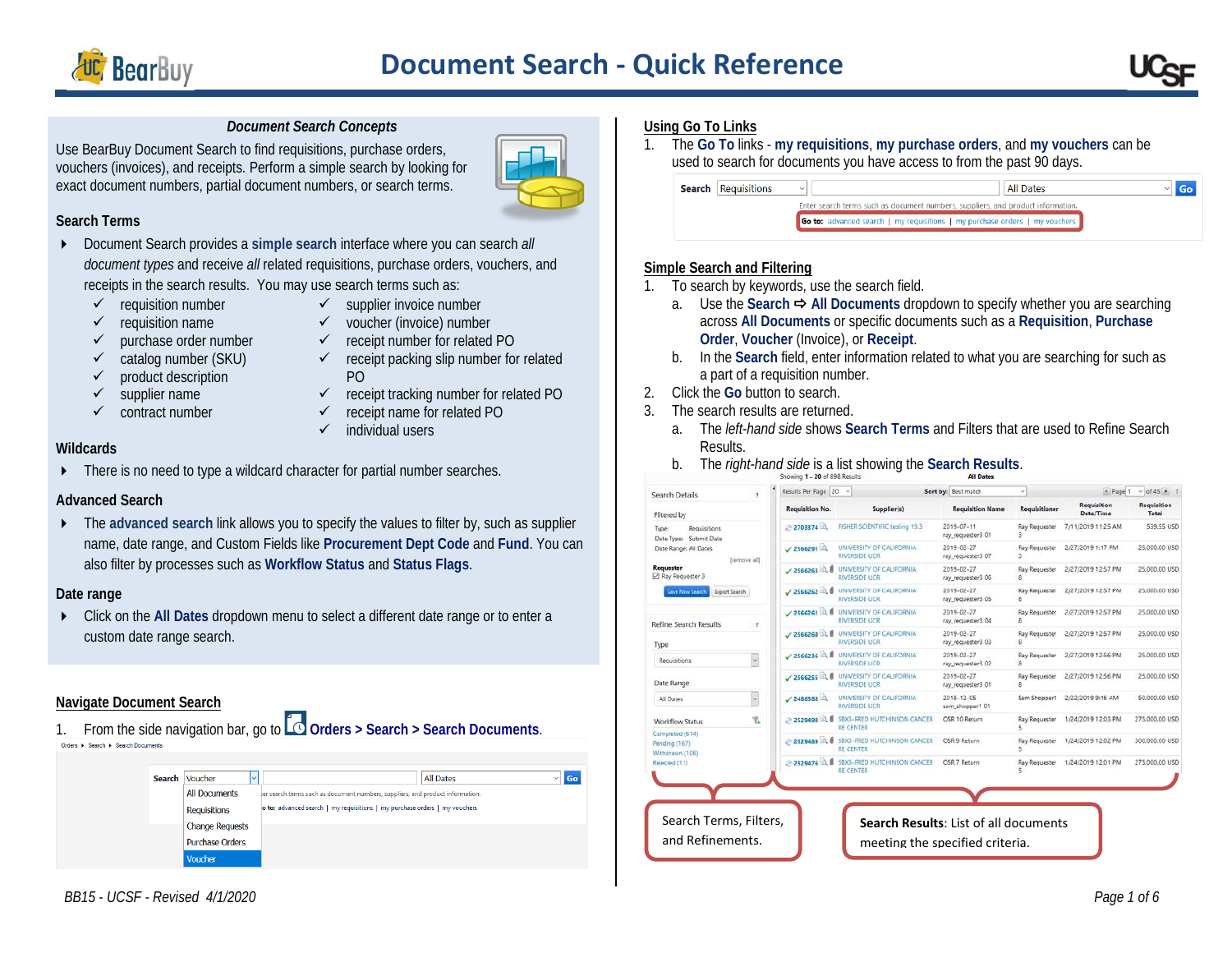# Document Search - Quick Reference

### *Document Search Concepts*

Use BearBuy Document Search to find requisitions, purchase orders, vouchers (invoices), and receipts. Perform a simple search by looking for exact document numbers, partial document numbers, or search terms.

### Search Terms

- Document Search provides a **simple search** interface where you can search *all document types* and receive *all* related requisitions, purchase orders, vouchers, and receipts in the search results. You may use search terms such as:
  - ✓ requisition number
  - ✓ requisition name
  - ✓ purchase order number
  - ✓ catalog number (SKU)
  - ✓ product description
  - ✓ supplier name
  - ✓ contract number
  - ✓ supplier invoice number
  - ✓ voucher (invoice) number
  - ✓ receipt number for related PO
  - ✓ receipt packing slip number for related PO
  - ✓ receipt tracking number for related PO
  - ✓ receipt name for related PO
  - ✓ individual users

### Wildcards

- There is no need to type a wildcard character for partial number searches.

### Advanced Search

- The **advanced search** link allows you to specify the values to filter by, such as supplier name, date range, and Custom Fields like **Procurement Dept Code** and **Fund**. You can also filter by processes such as **Workflow Status** and **Status Flags**.

### Date range

- Click on the **All Dates** dropdown menu to select a different date range or to enter a custom date range search.

## Navigate Document Search

1. From the side navigation bar, go to **Orders > Search > Search Documents**.

## Using Go To Links

1. The **Go To** links - **my requisitions**, **my purchase orders**, and **my vouchers** can be used to search for documents you have access to from the past 90 days.

## Simple Search and Filtering

1. To search by keywords, use the search field.
   a. Use the **Search** ⇨ **All Documents** dropdown to specify whether you are searching across **All Documents** or specific documents such as a **Requisition**, **Purchase Order**, **Voucher** (Invoice), or **Receipt**.
   b. In the **Search** field, enter information related to what you are searching for such as a part of a requisition number.
2. Click the **Go** button to search.
3. The search results are returned.
   a. The *left-hand side* shows **Search Terms** and Filters that are used to Refine Search Results.
   b. The *right-hand side* is a list showing the **Search Results**.

Search Terms, Filters, and Refinements.

**Search Results**: List of all documents meeting the specified criteria.

BB15 - UCSF - Revised 4/1/2020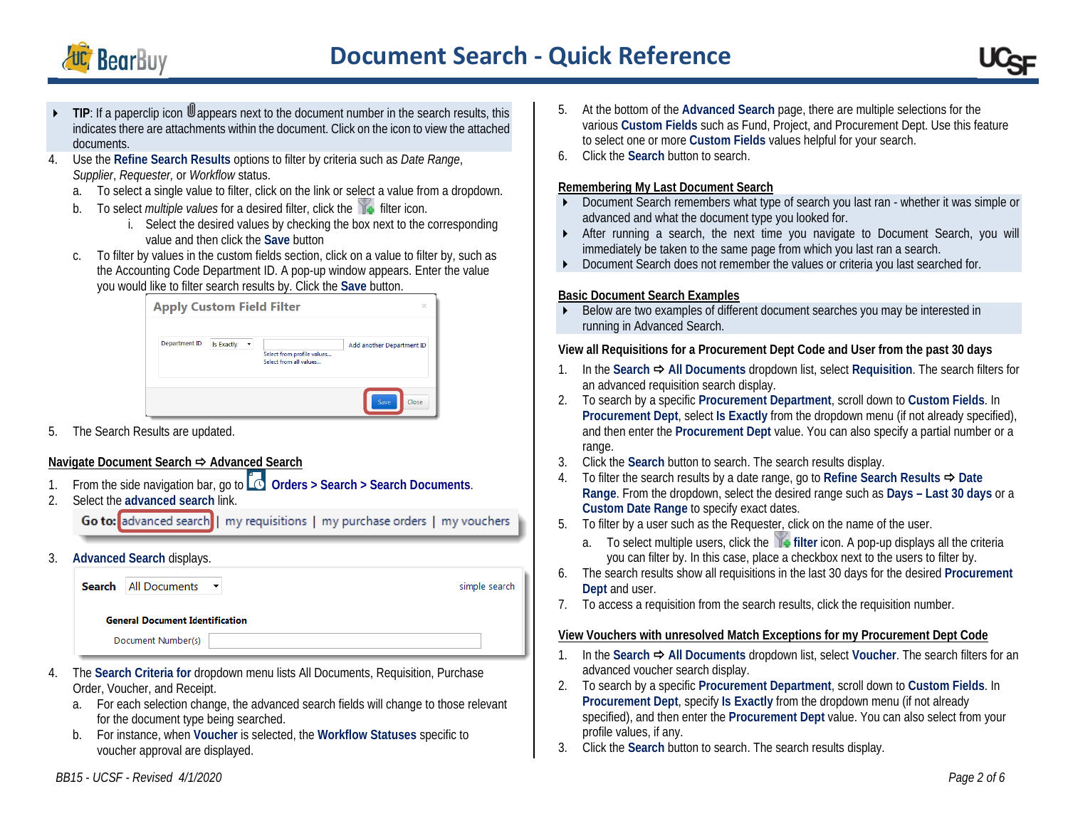- **TIP**: If a paperclip icon appears next to the document number in the search results, this indicates there are attachments within the document. Click on the icon to view the attached documents.

4. Use the **Refine Search Results** options to filter by criteria such as *Date Range*, *Supplier*, *Requester*, or *Workflow* status.
   a. To select a single value to filter, click on the link or select a value from a dropdown.
   b. To select *multiple values* for a desired filter, click the filter icon.
      i. Select the desired values by checking the box next to the corresponding value and then click the **Save** button
   c. To filter by values in the custom fields section, click on a value to filter by, such as the Accounting Code Department ID. A pop-up window appears. Enter the value you would like to filter search results by. Click the **Save** button.

5. The Search Results are updated.

## Navigate Document Search ⇨ Advanced Search

1. From the side navigation bar, go to **Orders > Search > Search Documents**.
2. Select the **advanced search** link.
3. **Advanced Search** displays.
4. The **Search Criteria for** dropdown menu lists All Documents, Requisition, Purchase Order, Voucher, and Receipt.
   a. For each selection change, the advanced search fields will change to those relevant for the document type being searched.
   b. For instance, when **Voucher** is selected, the **Workflow Statuses** specific to voucher approval are displayed.
5. At the bottom of the **Advanced Search** page, there are multiple selections for the various **Custom Fields** such as Fund, Project, and Procurement Dept. Use this feature to select one or more **Custom Fields** values helpful for your search.
6. Click the **Search** button to search.

## Remembering My Last Document Search

- Document Search remembers what type of search you last ran - whether it was simple or advanced and what the document type you looked for.
- After running a search, the next time you navigate to Document Search, you will immediately be taken to the same page from which you last ran a search.
- Document Search does not remember the values or criteria you last searched for.

## Basic Document Search Examples

- Below are two examples of different document searches you may be interested in running in Advanced Search.

### View all Requisitions for a Procurement Dept Code and User from the past 30 days

1. In the **Search** ⇨ **All Documents** dropdown list, select **Requisition**. The search filters for an advanced requisition search display.
2. To search by a specific **Procurement Department**, scroll down to **Custom Fields**. In **Procurement Dept**, select **Is Exactly** from the dropdown menu (if not already specified), and then enter the **Procurement Dept** value. You can also specify a partial number or a range.
3. Click the **Search** button to search. The search results display.
4. To filter the search results by a date range, go to **Refine Search Results** ⇨ **Date Range**. From the dropdown, select the desired range such as **Days – Last 30 days** or a **Custom Date Range** to specify exact dates.
5. To filter by a user such as the Requester, click on the name of the user.
   a. To select multiple users, click the **filter** icon. A pop-up displays all the criteria you can filter by. In this case, place a checkbox next to the users to filter by.
6. The search results show all requisitions in the last 30 days for the desired **Procurement Dept** and user.
7. To access a requisition from the search results, click the requisition number.

### View Vouchers with unresolved Match Exceptions for my Procurement Dept Code

1. In the **Search** ⇨ **All Documents** dropdown list, select **Voucher**. The search filters for an advanced voucher search display.
2. To search by a specific **Procurement Department**, scroll down to **Custom Fields**. In **Procurement Dept**, specify **Is Exactly** from the dropdown menu (if not already specified), and then enter the **Procurement Dept** value. You can also select from your profile values, if any.
3. Click the **Search** button to search. The search results display.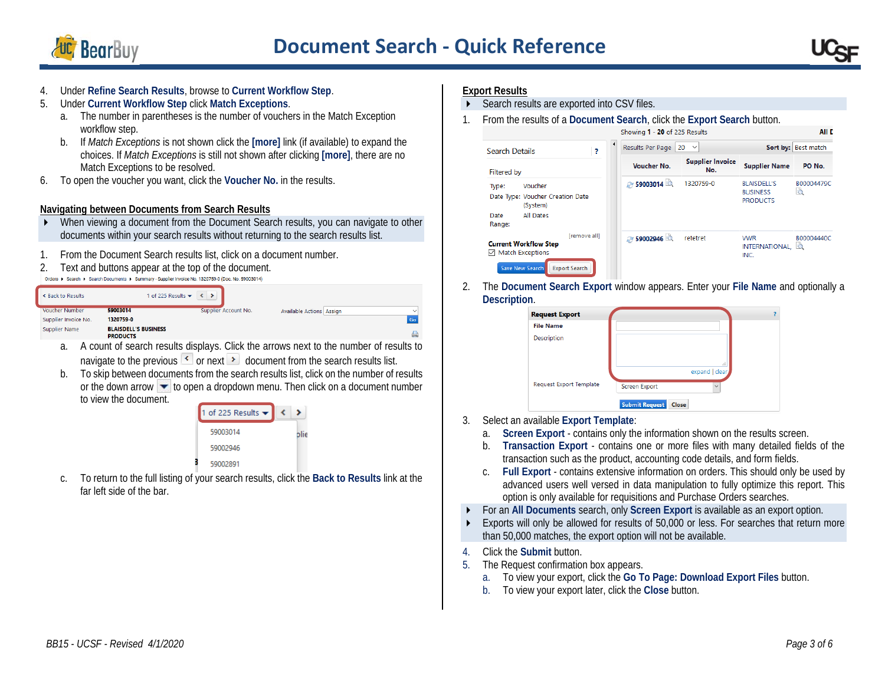4. Under **Refine Search Results**, browse to **Current Workflow Step**.
5. Under **Current Workflow Step** click **Match Exceptions**.
   a. The number in parentheses is the number of vouchers in the Match Exception workflow step.
   b. If *Match Exceptions* is not shown click the **[more]** link (if available) to expand the choices. If *Match Exceptions* is still not shown after clicking **[more]**, there are no Match Exceptions to be resolved.
6. To open the voucher you want, click the **Voucher No.** in the results.

## Navigating between Documents from Search Results

- When viewing a document from the Document Search results, you can navigate to other documents within your search results without returning to the search results list.

1. From the Document Search results list, click on a document number.
2. Text and buttons appear at the top of the document.
   a. A count of search results displays. Click the arrows next to the number of results to navigate to the previous or next document from the search results list.
   b. To skip between documents from the search results list, click on the number of results or the down arrow to open a dropdown menu. Then click on a document number to view the document.
   c. To return to the full listing of your search results, click the **Back to Results** link at the far left side of the bar.

## Export Results

- Search results are exported into CSV files.

1. From the results of a **Document Search**, click the **Export Search** button.
2. The **Document Search Export** window appears. Enter your **File Name** and optionally a **Description**.
3. Select an available **Export Template**:
   a. **Screen Export** - contains only the information shown on the results screen.
   b. **Transaction Export** - contains one or more files with many detailed fields of the transaction such as the product, accounting code details, and form fields.
   c. **Full Export** - contains extensive information on orders. This should only be used by advanced users well versed in data manipulation to fully optimize this report. This option is only available for requisitions and Purchase Orders searches.

- For an **All Documents** search, only **Screen Export** is available as an export option.
- Exports will only be allowed for results of 50,000 or less. For searches that return more than 50,000 matches, the export option will not be available.

4. Click the **Submit** button.
5. The Request confirmation box appears.
   a. To view your export, click the **Go To Page: Download Export Files** button.
   b. To view your export later, click the **Close** button.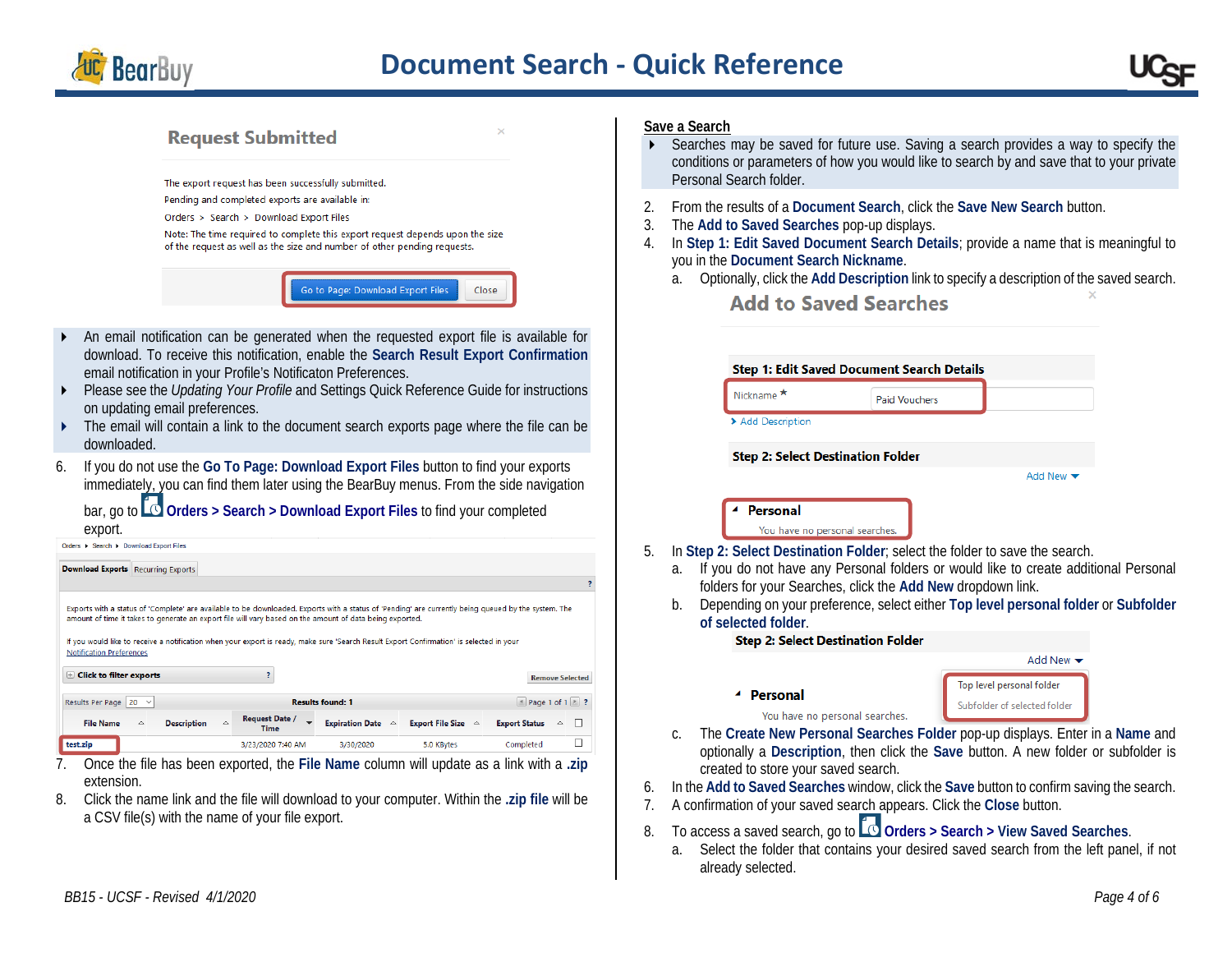# Document Search - Quick Reference

**Request Submitted**

The export request has been successfully submitted.

Pending and completed exports are available in:

Orders > Search > Download Export Files

Note: The time required to complete this export request depends upon the size of the request as well as the size and number of other pending requests.

Go to Page: Download Export Files | Close

- An email notification can be generated when the requested export file is available for download. To receive this notification, enable the **Search Result Export Confirmation** email notification in your Profile's Notificaton Preferences.
- Please see the *Updating Your Profile* and Settings Quick Reference Guide for instructions on updating email preferences.
- The email will contain a link to the document search exports page where the file can be downloaded.

6. If you do not use the **Go To Page: Download Export Files** button to find your exports immediately, you can find them later using the BearBuy menus. From the side navigation bar, go to **Orders > Search > Download Export Files** to find your completed export.

Orders > Search > Download Export Files

Download Exports | Recurring Exports

Exports with a status of 'Complete' are available to be downloaded. Exports with a status of 'Pending' are currently being queued by the system. The amount of time it takes to generate an export file will vary based on the amount of data being exported.

If you would like to receive a notification when your export is ready, make sure 'Search Result Export Confirmation' is selected in your Notification Preferences

Click to filter exports | Remove Selected

Results Per Page 20 | Results found: 1 | Page 1 of 1

| File Name | Description | Request Date / Time | Expiration Date | Export File Size | Export Status | |
|---|---|---|---|---|---|---|
| test.zip | | 3/23/2020 7:40 AM | 3/30/2020 | 5.0 KBytes | Completed | ☐ |

7. Once the file has been exported, the **File Name** column will update as a link with a **.zip** extension.
8. Click the name link and the file will download to your computer. Within the **.zip file** will be a CSV file(s) with the name of your file export.

## Save a Search

- Searches may be saved for future use. Saving a search provides a way to specify the conditions or parameters of how you would like to search by and save that to your private Personal Search folder.

2. From the results of a **Document Search**, click the **Save New Search** button.
3. The **Add to Saved Searches** pop-up displays.
4. In **Step 1: Edit Saved Document Search Details**; provide a name that is meaningful to you in the **Document Search Nickname**.
   a. Optionally, click the **Add Description** link to specify a description of the saved search.

**Add to Saved Searches**

**Step 1: Edit Saved Document Search Details**

Nickname * Paid Vouchers

> Add Description

**Step 2: Select Destination Folder**

Add New

**Personal**

You have no personal searches.

5. In **Step 2: Select Destination Folder**; select the folder to save the search.
   a. If you do not have any Personal folders or would like to create additional Personal folders for your Searches, click the **Add New** dropdown link.
   b. Depending on your preference, select either **Top level personal folder** or **Subfolder of selected folder**.

**Step 2: Select Destination Folder**

Add New

Top level personal folder
Subfolder of selected folder

**Personal**

You have no personal searches.

   c. The **Create New Personal Searches Folder** pop-up displays. Enter in a **Name** and optionally a **Description**, then click the **Save** button. A new folder or subfolder is created to store your saved search.
6. In the **Add to Saved Searches** window, click the **Save** button to confirm saving the search.
7. A confirmation of your saved search appears. Click the **Close** button.
8. To access a saved search, go to **Orders > Search > View Saved Searches**.
   a. Select the folder that contains your desired saved search from the left panel, if not already selected.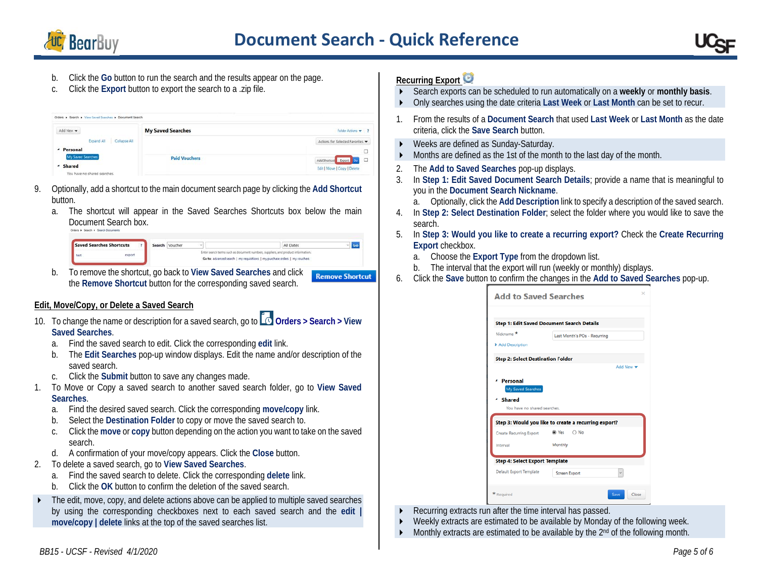b. Click the **Go** button to run the search and the results appear on the page.
c. Click the **Export** button to export the search to a .zip file.

9. Optionally, add a shortcut to the main document search page by clicking the **Add Shortcut** button.
   a. The shortcut will appear in the Saved Searches Shortcuts box below the main Document Search box.
   b. To remove the shortcut, go back to **View Saved Searches** and click the **Remove Shortcut** button for the corresponding saved search.

## Edit, Move/Copy, or Delete a Saved Search

10. To change the name or description for a saved search, go to **Orders > Search > View Saved Searches**.
    a. Find the saved search to edit. Click the corresponding **edit** link.
    b. The **Edit Searches** pop-up window displays. Edit the name and/or description of the saved search.
    c. Click the **Submit** button to save any changes made.
1. To Move or Copy a saved search to another saved search folder, go to **View Saved Searches**.
   a. Find the desired saved search. Click the corresponding **move/copy** link.
   b. Select the **Destination Folder** to copy or move the saved search to.
   c. Click the **move** or **copy** button depending on the action you want to take on the saved search.
   d. A confirmation of your move/copy appears. Click the **Close** button.
2. To delete a saved search, go to **View Saved Searches**.
   a. Find the saved search to delete. Click the corresponding **delete** link.
   b. Click the **OK** button to confirm the deletion of the saved search.

- The edit, move, copy, and delete actions above can be applied to multiple saved searches by using the corresponding checkboxes next to each saved search and the **edit | move/copy | delete** links at the top of the saved searches list.

## Recurring Export

- Search exports can be scheduled to run automatically on a **weekly** or **monthly basis**.
- Only searches using the date criteria **Last Week** or **Last Month** can be set to recur.

1. From the results of a **Document Search** that used **Last Week** or **Last Month** as the date criteria, click the **Save Search** button.

- Weeks are defined as Sunday-Saturday.
- Months are defined as the 1st of the month to the last day of the month.

2. The **Add to Saved Searches** pop-up displays.
3. In **Step 1: Edit Saved Document Search Details**; provide a name that is meaningful to you in the **Document Search Nickname**.
   a. Optionally, click the **Add Description** link to specify a description of the saved search.
4. In **Step 2: Select Destination Folder**; select the folder where you would like to save the search.
5. In **Step 3: Would you like to create a recurring export?** Check the **Create Recurring Export** checkbox.
   a. Choose the **Export Type** from the dropdown list.
   b. The interval that the export will run (weekly or monthly) displays.
6. Click the **Save** button to confirm the changes in the **Add to Saved Searches** pop-up.

- Recurring extracts run after the time interval has passed.
- Weekly extracts are estimated to be available by Monday of the following week.
- Monthly extracts are estimated to be available by the 2nd of the following month.

BB15 - UCSF - Revised 4/1/2020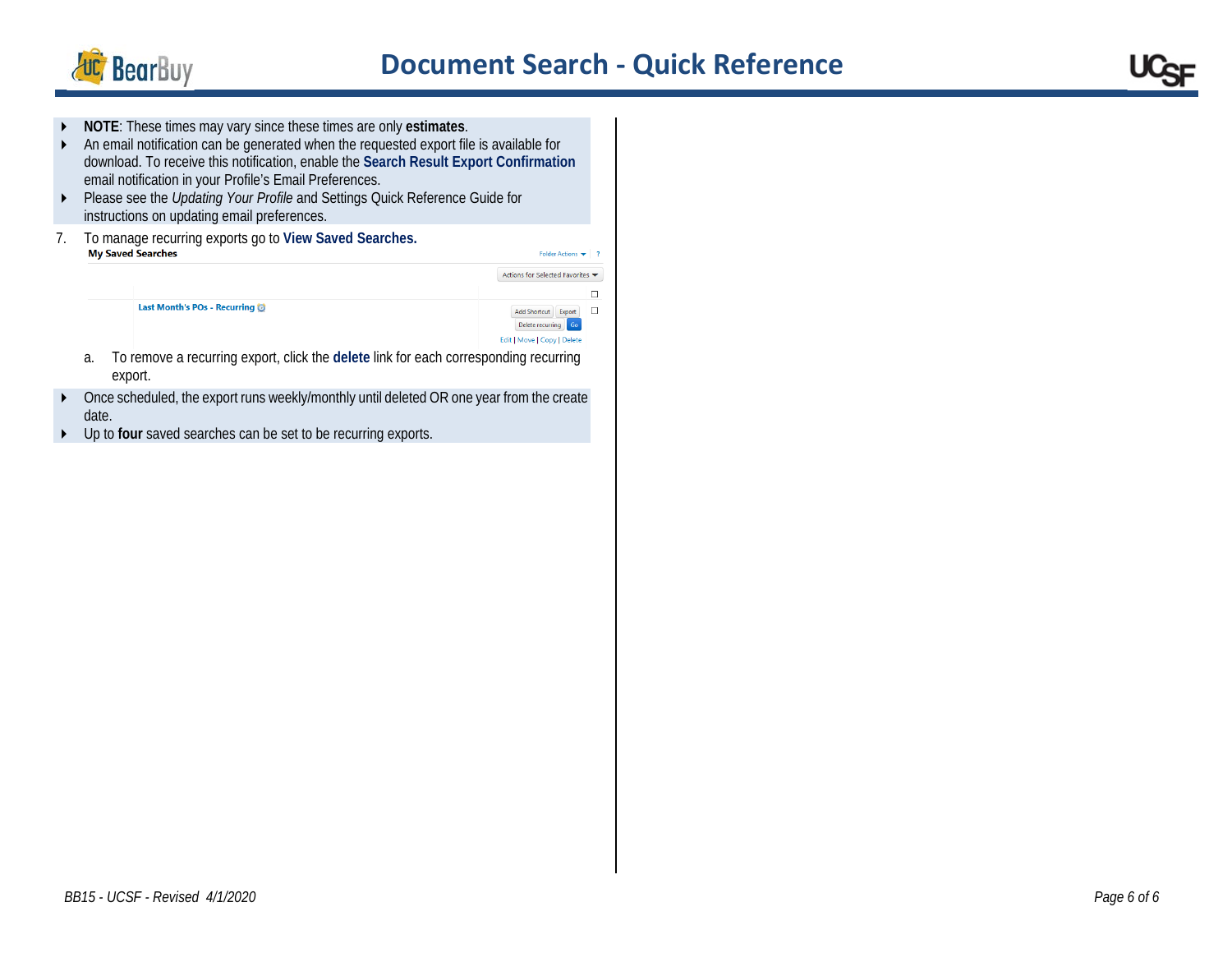- **NOTE**: These times may vary since these times are only **estimates**.
- An email notification can be generated when the requested export file is available for download. To receive this notification, enable the **Search Result Export Confirmation** email notification in your Profile's Email Preferences.
- Please see the *Updating Your Profile* and Settings Quick Reference Guide for instructions on updating email preferences.

7. To manage recurring exports go to **View Saved Searches.**

My Saved Searches

Folder Actions | ?

Actions for Selected Favorites

Last Month's POs - Recurring

Add Shortcut | Export

Delete recurring | Go

Edit | Move | Copy | Delete

   a. To remove a recurring export, click the **delete** link for each corresponding recurring export.

- Once scheduled, the export runs weekly/monthly until deleted OR one year from the create date.
- Up to **four** saved searches can be set to be recurring exports.